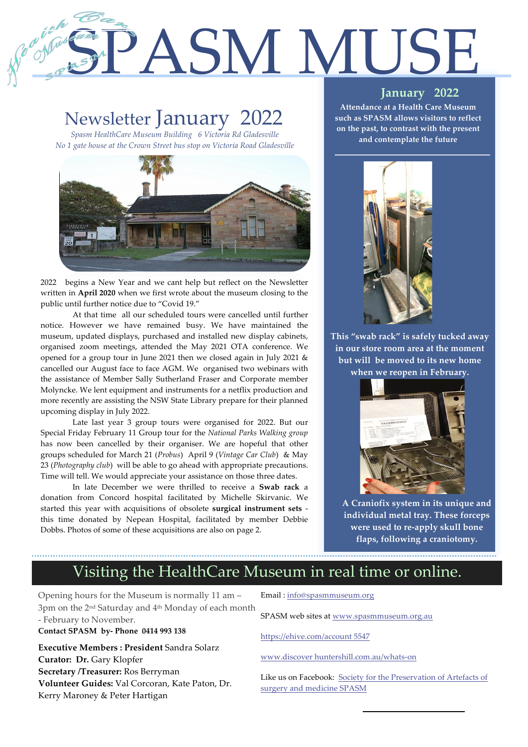# SPASM MUSE

## Newsletter January 2022

*Spasm HealthCare Museum Building 6 Victoria Rd Gladesville*
*No 1 gate house at the Crown Street bus stop on Victoria Road Gladesville*

2022 begins a New Year and we cant help but reflect on the Newsletter written in **April 2020** when we first wrote about the museum closing to the public until further notice due to "Covid 19."

At that time all our scheduled tours were cancelled until further notice. However we have remained busy. We have maintained the museum, updated displays, purchased and installed new display cabinets, organised zoom meetings, attended the May 2021 OTA conference. We opened for a group tour in June 2021 then we closed again in July 2021 & cancelled our August face to face AGM. We organised two webinars with the assistance of Member Sally Sutherland Fraser and Corporate member Molyncke. We lent equipment and instruments for a netflix production and more recently are assisting the NSW State Library prepare for their planned upcoming display in July 2022.

Late last year 3 group tours were organised for 2022. But our Special Friday February 11 Group tour for the *National Parks Walking group* has now been cancelled by their organiser. We are hopeful that other groups scheduled for March 21 (*Probus*) April 9 (*Vintage Car Club*) & May 23 (*Photography club*) will be able to go ahead with appropriate precautions. Time will tell. We would appreciate your assistance on those three dates.

In late December we were thrilled to receive a **Swab rack** a donation from Concord hospital facilitated by Michelle Skirvanic. We started this year with acquisitions of obsolete **surgical instrument sets** - this time donated by Nepean Hospital, facilitated by member Debbie Dobbs. Photos of some of these acquisitions are also on page 2.

**January 2022**

**Attendance at a Health Care Museum such as SPASM allows visitors to reflect on the past, to contrast with the present and contemplate the future**

**This "swab rack" is safely tucked away in our store room area at the moment but will be moved to its new home when we reopen in February.**

**A Craniofix system in its unique and individual metal tray. These forceps were used to re-apply skull bone flaps, following a craniotomy.**

## Visiting the HealthCare Museum in real time or online.

Opening hours for the Museum is normally 11 am – 3pm on the 2nd Saturday and 4th Monday of each month - February to November.

**Contact SPASM by- Phone 0414 993 138**

**Executive Members : President** Sandra Solarz
**Curator: Dr.** Gary Klopfer
**Secretary /Treasurer:** Ros Berryman
**Volunteer Guides:** Val Corcoran, Kate Paton, Dr. Kerry Maroney & Peter Hartigan

Email : info@spasmmuseum.org

SPASM web sites at www.spasmmuseum.org.au

https://ehive.com/account 5547

www.discover huntershill.com.au/whats-on

Like us on Facebook: Society for the Preservation of Artefacts of surgery and medicine SPASM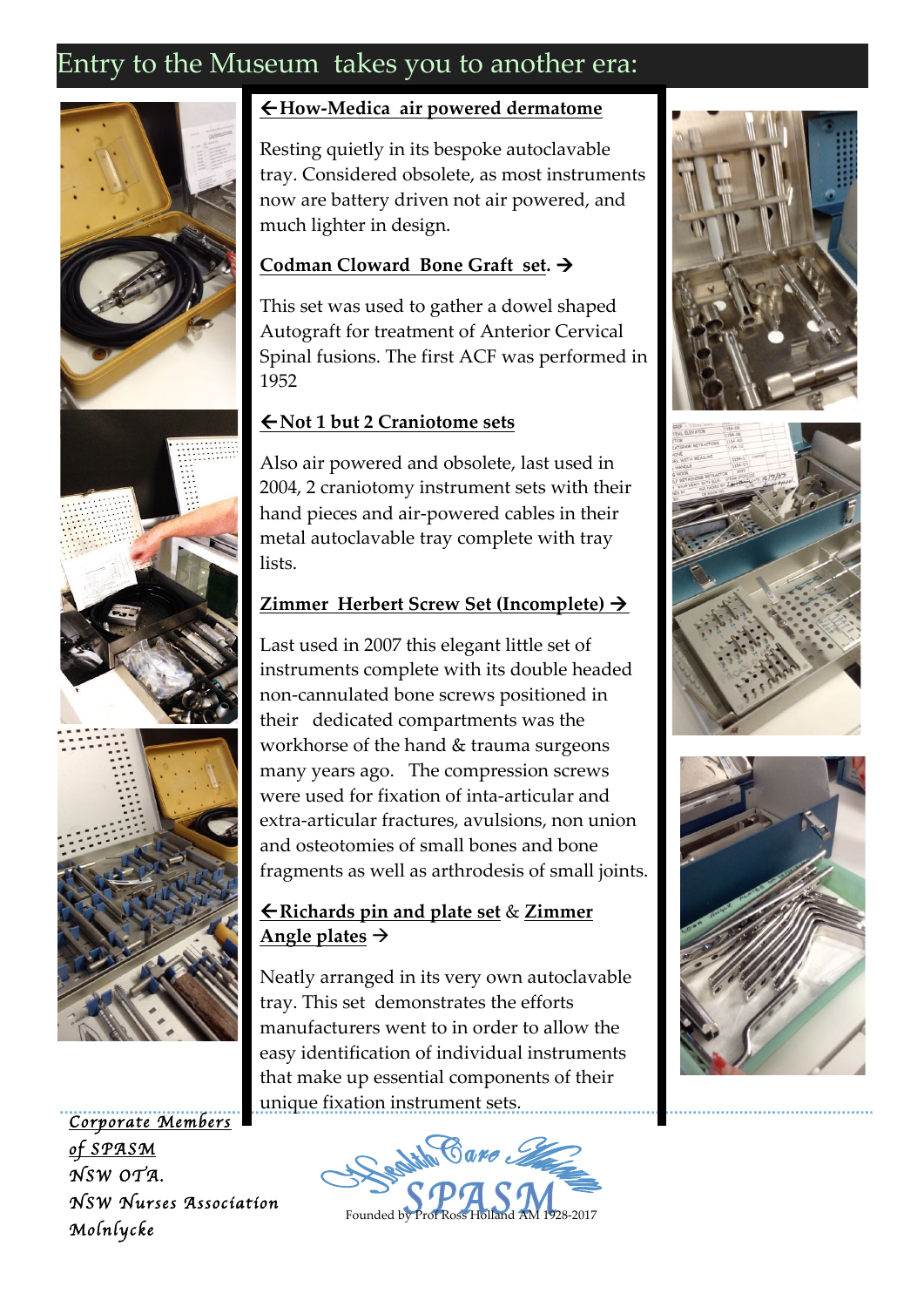# Entry to the Museum takes you to another era:

**← How-Medica air powered dermatome**

Resting quietly in its bespoke autoclavable tray. Considered obsolete, as most instruments now are battery driven not air powered, and much lighter in design.

**Codman Cloward Bone Graft set. →**

This set was used to gather a dowel shaped Autograft for treatment of Anterior Cervical Spinal fusions. The first ACF was performed in 1952

**← Not 1 but 2 Craniotome sets**

Also air powered and obsolete, last used in 2004, 2 craniotomy instrument sets with their hand pieces and air-powered cables in their metal autoclavable tray complete with tray lists.

**Zimmer Herbert Screw Set (Incomplete) →**

Last used in 2007 this elegant little set of instruments complete with its double headed non-cannulated bone screws positioned in their dedicated compartments was the workhorse of the hand & trauma surgeons many years ago. The compression screws were used for fixation of inta-articular and extra-articular fractures, avulsions, non union and osteotomies of small bones and bone fragments as well as arthrodesis of small joints.

**← Richards pin and plate set** & **Zimmer Angle plates →**

Neatly arranged in its very own autoclavable tray. This set demonstrates the efforts manufacturers went to in order to allow the easy identification of individual instruments that make up essential components of their unique fixation instrument sets.

*Corporate Members of SPASM*
*NSW OTA.*
*NSW Nurses Association*
*Molnlycke*

Health Care Museum SPASM
Founded by Prof Ross Holland AM 1928-2017